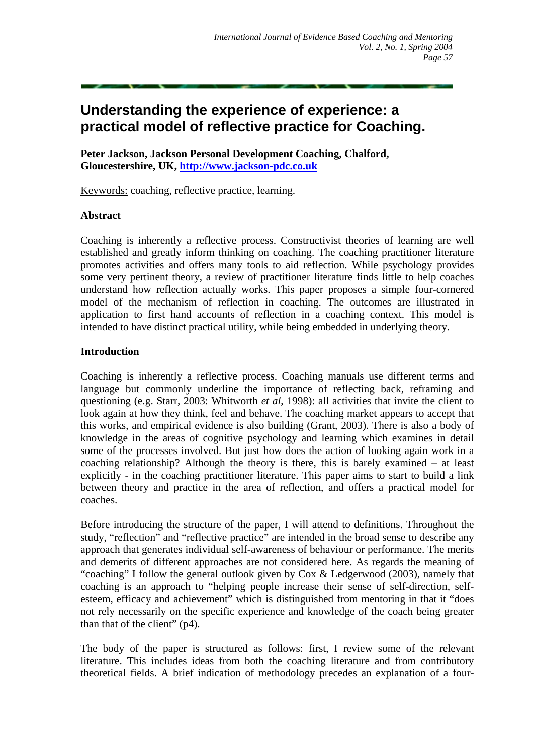# Understanding the experience of experience: a practical model of reflective practice for Coaching.

**Peter Jackson, Jackson Personal Development Coaching, Chalford, Gloucestershire, UK, http://www.jackson-pdc.co.uk**

Keywords: coaching, reflective practice, learning.

## Abstract

Coaching is inherently a reflective process. Constructivist theories of learning are well established and greatly inform thinking on coaching. The coaching practitioner literature promotes activities and offers many tools to aid reflection. While psychology provides some very pertinent theory, a review of practitioner literature finds little to help coaches understand how reflection actually works. This paper proposes a simple four-cornered model of the mechanism of reflection in coaching. The outcomes are illustrated in application to first hand accounts of reflection in a coaching context. This model is intended to have distinct practical utility, while being embedded in underlying theory.

## Introduction

Coaching is inherently a reflective process. Coaching manuals use different terms and language but commonly underline the importance of reflecting back, reframing and questioning (e.g. Starr, 2003: Whitworth *et al*, 1998): all activities that invite the client to look again at how they think, feel and behave. The coaching market appears to accept that this works, and empirical evidence is also building (Grant, 2003). There is also a body of knowledge in the areas of cognitive psychology and learning which examines in detail some of the processes involved. But just how does the action of looking again work in a coaching relationship? Although the theory is there, this is barely examined – at least explicitly - in the coaching practitioner literature. This paper aims to start to build a link between theory and practice in the area of reflection, and offers a practical model for coaches.

Before introducing the structure of the paper, I will attend to definitions. Throughout the study, "reflection" and "reflective practice" are intended in the broad sense to describe any approach that generates individual self-awareness of behaviour or performance. The merits and demerits of different approaches are not considered here. As regards the meaning of "coaching" I follow the general outlook given by Cox & Ledgerwood (2003), namely that coaching is an approach to "helping people increase their sense of self-direction, self-esteem, efficacy and achievement" which is distinguished from mentoring in that it "does not rely necessarily on the specific experience and knowledge of the coach being greater than that of the client" (p4).

The body of the paper is structured as follows: first, I review some of the relevant literature. This includes ideas from both the coaching literature and from contributory theoretical fields. A brief indication of methodology precedes an explanation of a four-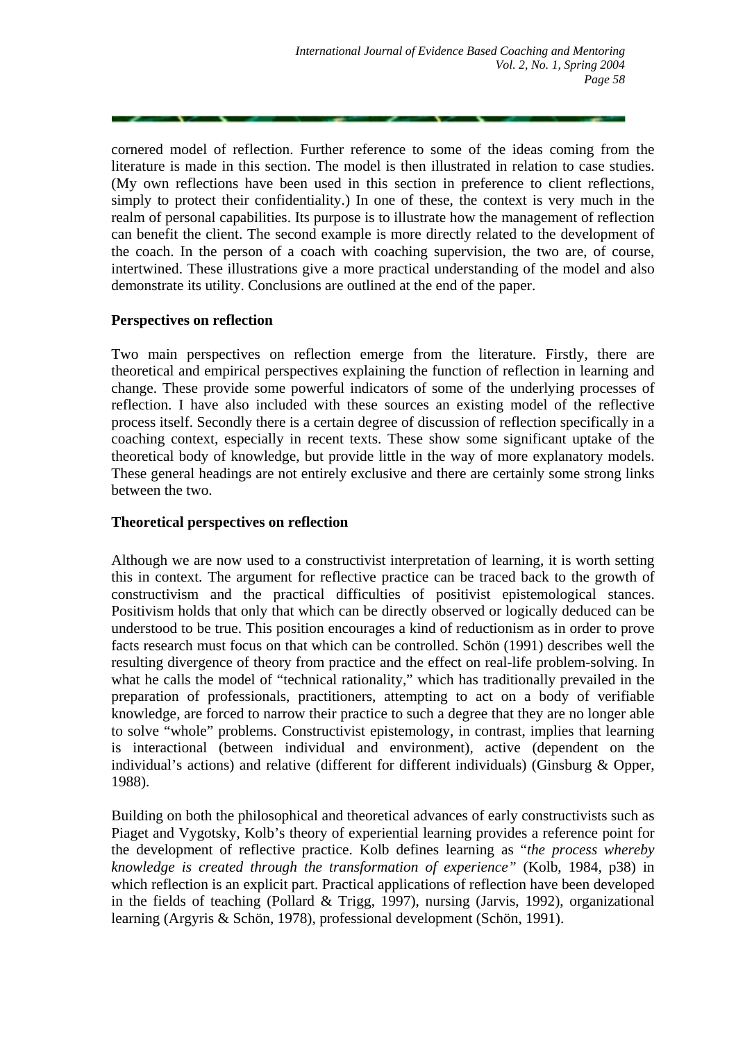cornered model of reflection. Further reference to some of the ideas coming from the literature is made in this section. The model is then illustrated in relation to case studies. (My own reflections have been used in this section in preference to client reflections, simply to protect their confidentiality.) In one of these, the context is very much in the realm of personal capabilities. Its purpose is to illustrate how the management of reflection can benefit the client. The second example is more directly related to the development of the coach. In the person of a coach with coaching supervision, the two are, of course, intertwined. These illustrations give a more practical understanding of the model and also demonstrate its utility. Conclusions are outlined at the end of the paper.

**Perspectives on reflection**

Two main perspectives on reflection emerge from the literature. Firstly, there are theoretical and empirical perspectives explaining the function of reflection in learning and change. These provide some powerful indicators of some of the underlying processes of reflection. I have also included with these sources an existing model of the reflective process itself. Secondly there is a certain degree of discussion of reflection specifically in a coaching context, especially in recent texts. These show some significant uptake of the theoretical body of knowledge, but provide little in the way of more explanatory models. These general headings are not entirely exclusive and there are certainly some strong links between the two.

**Theoretical perspectives on reflection**

Although we are now used to a constructivist interpretation of learning, it is worth setting this in context. The argument for reflective practice can be traced back to the growth of constructivism and the practical difficulties of positivist epistemological stances. Positivism holds that only that which can be directly observed or logically deduced can be understood to be true. This position encourages a kind of reductionism as in order to prove facts research must focus on that which can be controlled. Schön (1991) describes well the resulting divergence of theory from practice and the effect on real-life problem-solving. In what he calls the model of "technical rationality," which has traditionally prevailed in the preparation of professionals, practitioners, attempting to act on a body of verifiable knowledge, are forced to narrow their practice to such a degree that they are no longer able to solve "whole" problems. Constructivist epistemology, in contrast, implies that learning is interactional (between individual and environment), active (dependent on the individual's actions) and relative (different for different individuals) (Ginsburg & Opper, 1988).

Building on both the philosophical and theoretical advances of early constructivists such as Piaget and Vygotsky, Kolb's theory of experiential learning provides a reference point for the development of reflective practice. Kolb defines learning as "*the process whereby knowledge is created through the transformation of experience"* (Kolb, 1984, p38) in which reflection is an explicit part. Practical applications of reflection have been developed in the fields of teaching (Pollard & Trigg, 1997), nursing (Jarvis, 1992), organizational learning (Argyris & Schön, 1978), professional development (Schön, 1991).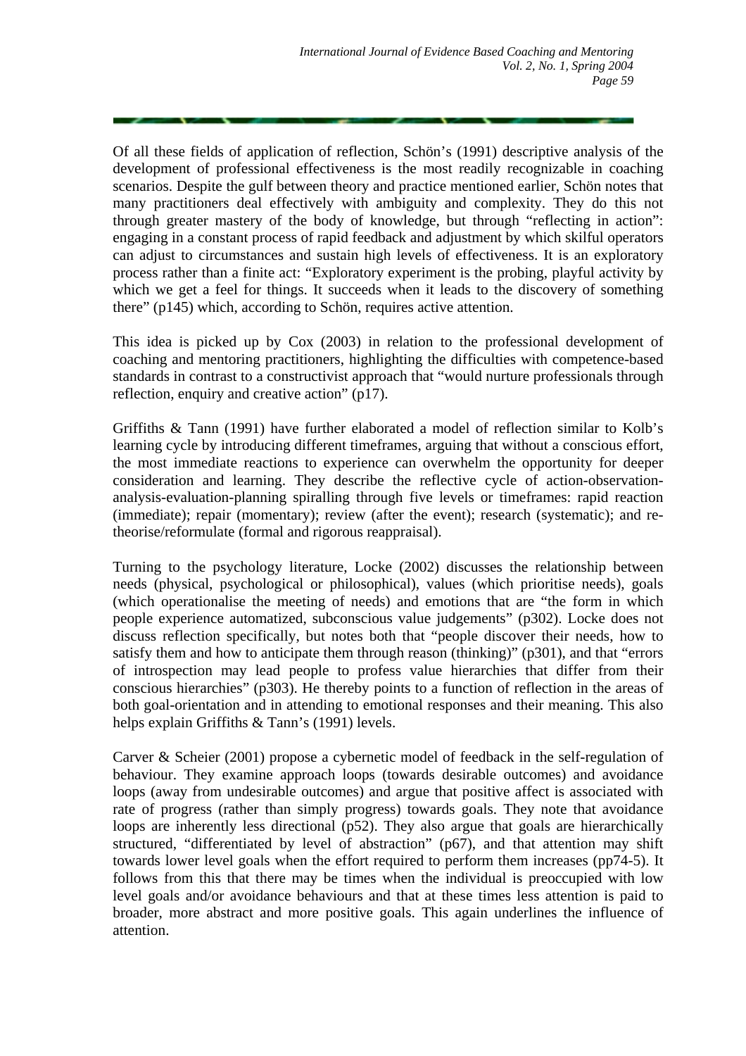Of all these fields of application of reflection, Schön's (1991) descriptive analysis of the development of professional effectiveness is the most readily recognizable in coaching scenarios. Despite the gulf between theory and practice mentioned earlier, Schön notes that many practitioners deal effectively with ambiguity and complexity. They do this not through greater mastery of the body of knowledge, but through "reflecting in action": engaging in a constant process of rapid feedback and adjustment by which skilful operators can adjust to circumstances and sustain high levels of effectiveness. It is an exploratory process rather than a finite act: "Exploratory experiment is the probing, playful activity by which we get a feel for things. It succeeds when it leads to the discovery of something there" (p145) which, according to Schön, requires active attention.

This idea is picked up by Cox (2003) in relation to the professional development of coaching and mentoring practitioners, highlighting the difficulties with competence-based standards in contrast to a constructivist approach that "would nurture professionals through reflection, enquiry and creative action" (p17).

Griffiths & Tann (1991) have further elaborated a model of reflection similar to Kolb's learning cycle by introducing different timeframes, arguing that without a conscious effort, the most immediate reactions to experience can overwhelm the opportunity for deeper consideration and learning. They describe the reflective cycle of action-observation-analysis-evaluation-planning spiralling through five levels or timeframes: rapid reaction (immediate); repair (momentary); review (after the event); research (systematic); and re-theorise/reformulate (formal and rigorous reappraisal).

Turning to the psychology literature, Locke (2002) discusses the relationship between needs (physical, psychological or philosophical), values (which prioritise needs), goals (which operationalise the meeting of needs) and emotions that are "the form in which people experience automatized, subconscious value judgements" (p302). Locke does not discuss reflection specifically, but notes both that "people discover their needs, how to satisfy them and how to anticipate them through reason (thinking)" (p301), and that "errors of introspection may lead people to profess value hierarchies that differ from their conscious hierarchies" (p303). He thereby points to a function of reflection in the areas of both goal-orientation and in attending to emotional responses and their meaning. This also helps explain Griffiths & Tann's (1991) levels.

Carver & Scheier (2001) propose a cybernetic model of feedback in the self-regulation of behaviour. They examine approach loops (towards desirable outcomes) and avoidance loops (away from undesirable outcomes) and argue that positive affect is associated with rate of progress (rather than simply progress) towards goals. They note that avoidance loops are inherently less directional (p52). They also argue that goals are hierarchically structured, "differentiated by level of abstraction" (p67), and that attention may shift towards lower level goals when the effort required to perform them increases (pp74-5). It follows from this that there may be times when the individual is preoccupied with low level goals and/or avoidance behaviours and that at these times less attention is paid to broader, more abstract and more positive goals. This again underlines the influence of attention.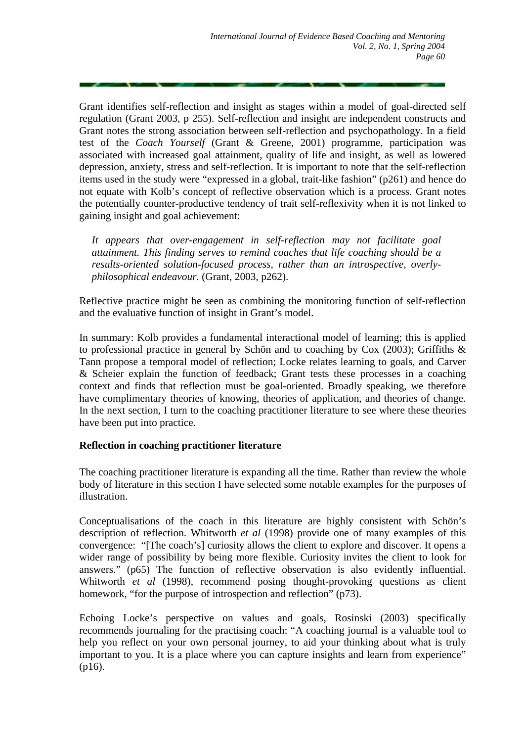Grant identifies self-reflection and insight as stages within a model of goal-directed self regulation (Grant 2003, p 255). Self-reflection and insight are independent constructs and Grant notes the strong association between self-reflection and psychopathology. In a field test of the *Coach Yourself* (Grant & Greene, 2001) programme, participation was associated with increased goal attainment, quality of life and insight, as well as lowered depression, anxiety, stress and self-reflection. It is important to note that the self-reflection items used in the study were "expressed in a global, trait-like fashion" (p261) and hence do not equate with Kolb's concept of reflective observation which is a process. Grant notes the potentially counter-productive tendency of trait self-reflexivity when it is not linked to gaining insight and goal achievement:

> *It appears that over-engagement in self-reflection may not facilitate goal attainment. This finding serves to remind coaches that life coaching should be a results-oriented solution-focused process, rather than an introspective, overly-philosophical endeavour.* (Grant, 2003, p262).

Reflective practice might be seen as combining the monitoring function of self-reflection and the evaluative function of insight in Grant's model.

In summary: Kolb provides a fundamental interactional model of learning; this is applied to professional practice in general by Schön and to coaching by Cox (2003); Griffiths & Tann propose a temporal model of reflection; Locke relates learning to goals, and Carver & Scheier explain the function of feedback; Grant tests these processes in a coaching context and finds that reflection must be goal-oriented. Broadly speaking, we therefore have complimentary theories of knowing, theories of application, and theories of change. In the next section, I turn to the coaching practitioner literature to see where these theories have been put into practice.

**Reflection in coaching practitioner literature**

The coaching practitioner literature is expanding all the time. Rather than review the whole body of literature in this section I have selected some notable examples for the purposes of illustration.

Conceptualisations of the coach in this literature are highly consistent with Schön's description of reflection. Whitworth *et al* (1998) provide one of many examples of this convergence: "[The coach's] curiosity allows the client to explore and discover. It opens a wider range of possibility by being more flexible. Curiosity invites the client to look for answers." (p65) The function of reflective observation is also evidently influential. Whitworth *et al* (1998), recommend posing thought-provoking questions as client homework, "for the purpose of introspection and reflection" (p73).

Echoing Locke's perspective on values and goals, Rosinski (2003) specifically recommends journaling for the practising coach: "A coaching journal is a valuable tool to help you reflect on your own personal journey, to aid your thinking about what is truly important to you. It is a place where you can capture insights and learn from experience" (p16).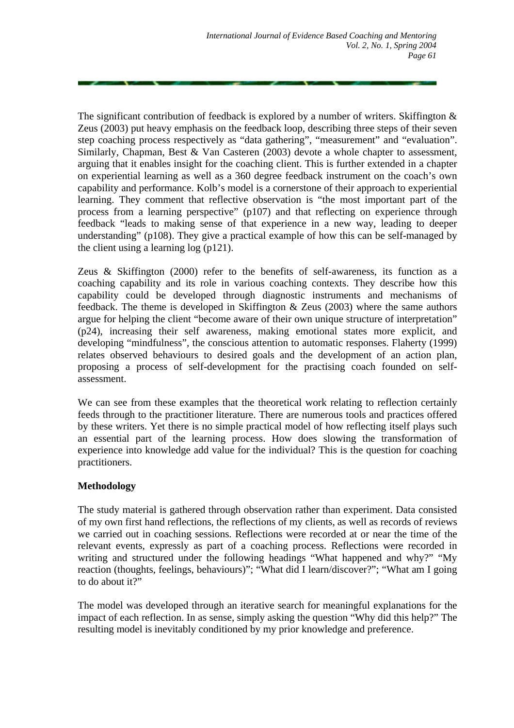The significant contribution of feedback is explored by a number of writers. Skiffington & Zeus (2003) put heavy emphasis on the feedback loop, describing three steps of their seven step coaching process respectively as "data gathering", "measurement" and "evaluation". Similarly, Chapman, Best & Van Casteren (2003) devote a whole chapter to assessment, arguing that it enables insight for the coaching client. This is further extended in a chapter on experiential learning as well as a 360 degree feedback instrument on the coach's own capability and performance. Kolb's model is a cornerstone of their approach to experiential learning. They comment that reflective observation is "the most important part of the process from a learning perspective" (p107) and that reflecting on experience through feedback "leads to making sense of that experience in a new way, leading to deeper understanding" (p108). They give a practical example of how this can be self-managed by the client using a learning log (p121).

Zeus & Skiffington (2000) refer to the benefits of self-awareness, its function as a coaching capability and its role in various coaching contexts. They describe how this capability could be developed through diagnostic instruments and mechanisms of feedback. The theme is developed in Skiffington & Zeus (2003) where the same authors argue for helping the client "become aware of their own unique structure of interpretation" (p24), increasing their self awareness, making emotional states more explicit, and developing "mindfulness", the conscious attention to automatic responses. Flaherty (1999) relates observed behaviours to desired goals and the development of an action plan, proposing a process of self-development for the practising coach founded on self-assessment.

We can see from these examples that the theoretical work relating to reflection certainly feeds through to the practitioner literature. There are numerous tools and practices offered by these writers. Yet there is no simple practical model of how reflecting itself plays such an essential part of the learning process. How does slowing the transformation of experience into knowledge add value for the individual? This is the question for coaching practitioners.

**Methodology**

The study material is gathered through observation rather than experiment. Data consisted of my own first hand reflections, the reflections of my clients, as well as records of reviews we carried out in coaching sessions. Reflections were recorded at or near the time of the relevant events, expressly as part of a coaching process. Reflections were recorded in writing and structured under the following headings "What happened and why?" "My reaction (thoughts, feelings, behaviours)"; "What did I learn/discover?"; "What am I going to do about it?"

The model was developed through an iterative search for meaningful explanations for the impact of each reflection. In as sense, simply asking the question "Why did this help?" The resulting model is inevitably conditioned by my prior knowledge and preference.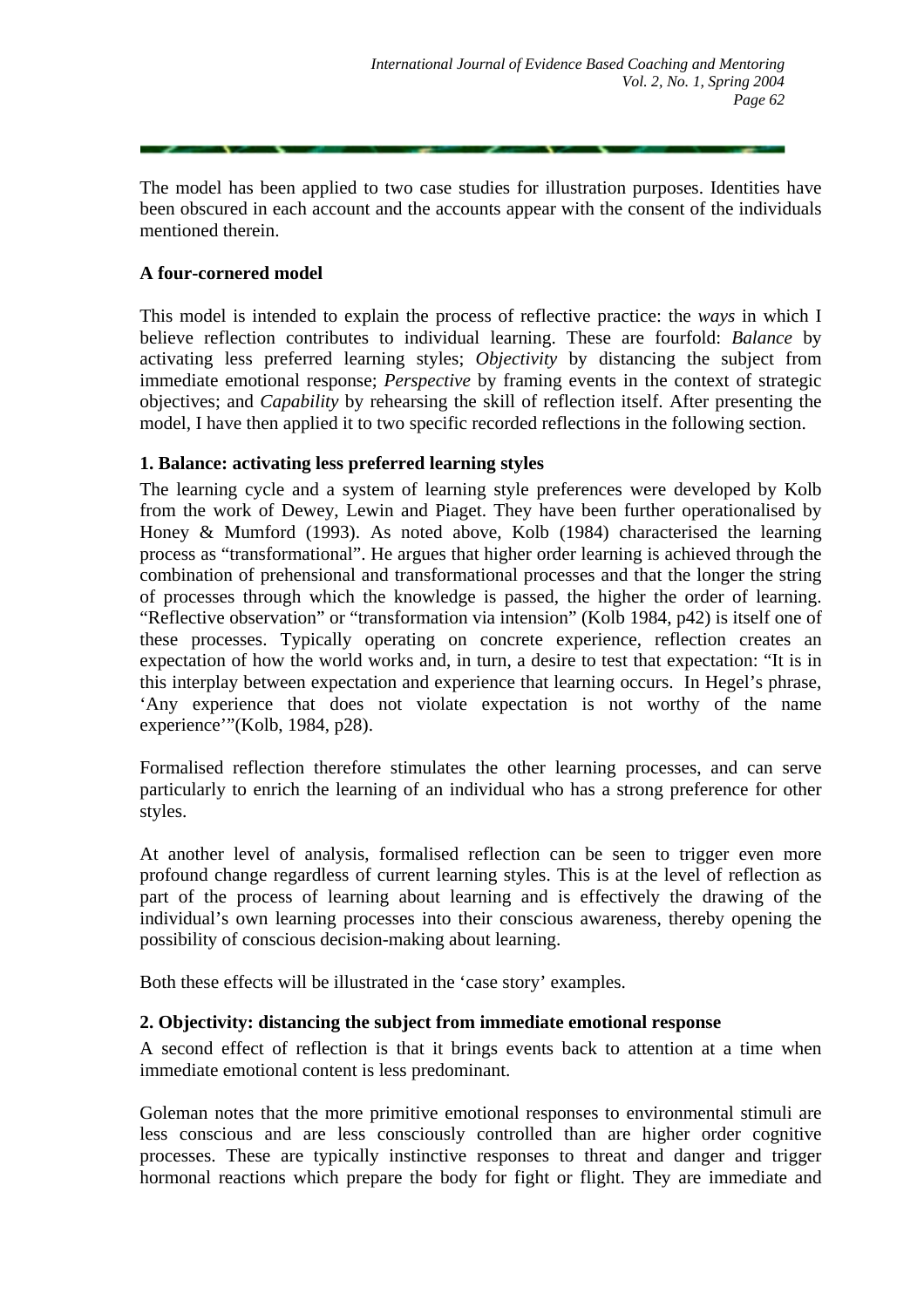The model has been applied to two case studies for illustration purposes. Identities have been obscured in each account and the accounts appear with the consent of the individuals mentioned therein.

**A four-cornered model**

This model is intended to explain the process of reflective practice: the *ways* in which I believe reflection contributes to individual learning. These are fourfold: *Balance* by activating less preferred learning styles; *Objectivity* by distancing the subject from immediate emotional response; *Perspective* by framing events in the context of strategic objectives; and *Capability* by rehearsing the skill of reflection itself. After presenting the model, I have then applied it to two specific recorded reflections in the following section.

**1. Balance: activating less preferred learning styles**

The learning cycle and a system of learning style preferences were developed by Kolb from the work of Dewey, Lewin and Piaget. They have been further operationalised by Honey & Mumford (1993). As noted above, Kolb (1984) characterised the learning process as "transformational". He argues that higher order learning is achieved through the combination of prehensional and transformational processes and that the longer the string of processes through which the knowledge is passed, the higher the order of learning. "Reflective observation" or "transformation via intension" (Kolb 1984, p42) is itself one of these processes. Typically operating on concrete experience, reflection creates an expectation of how the world works and, in turn, a desire to test that expectation: "It is in this interplay between expectation and experience that learning occurs. In Hegel's phrase, 'Any experience that does not violate expectation is not worthy of the name experience'"(Kolb, 1984, p28).

Formalised reflection therefore stimulates the other learning processes, and can serve particularly to enrich the learning of an individual who has a strong preference for other styles.

At another level of analysis, formalised reflection can be seen to trigger even more profound change regardless of current learning styles. This is at the level of reflection as part of the process of learning about learning and is effectively the drawing of the individual's own learning processes into their conscious awareness, thereby opening the possibility of conscious decision-making about learning.

Both these effects will be illustrated in the 'case story' examples.

**2. Objectivity: distancing the subject from immediate emotional response**

A second effect of reflection is that it brings events back to attention at a time when immediate emotional content is less predominant.

Goleman notes that the more primitive emotional responses to environmental stimuli are less conscious and are less consciously controlled than are higher order cognitive processes. These are typically instinctive responses to threat and danger and trigger hormonal reactions which prepare the body for fight or flight. They are immediate and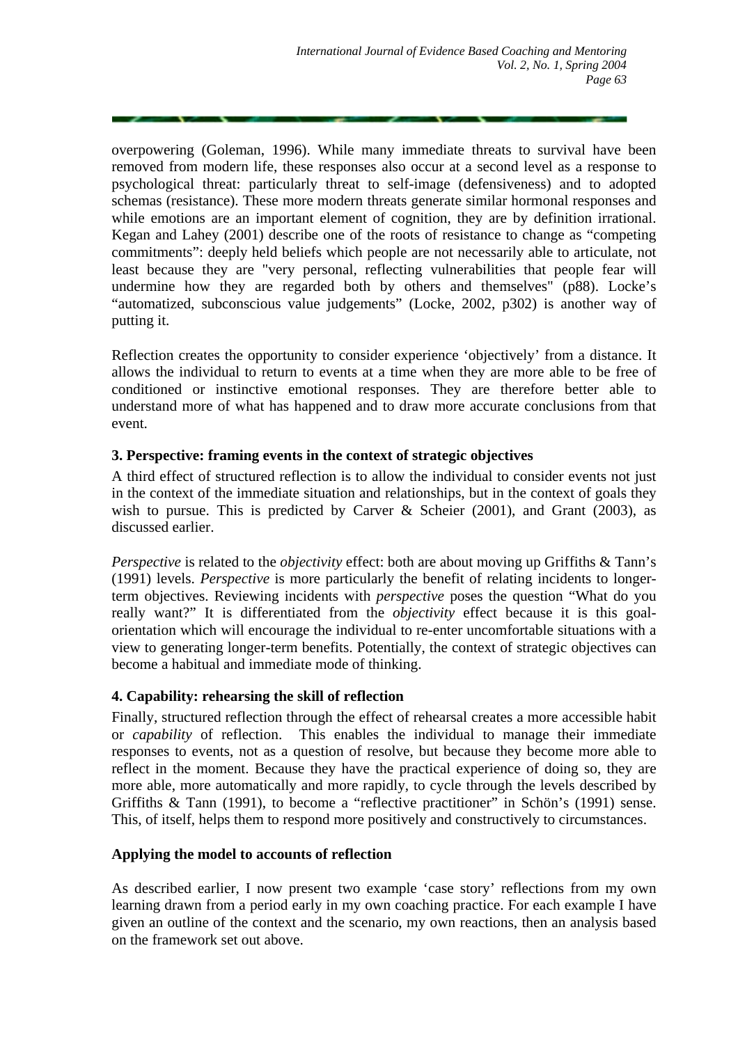overpowering (Goleman, 1996). While many immediate threats to survival have been removed from modern life, these responses also occur at a second level as a response to psychological threat: particularly threat to self-image (defensiveness) and to adopted schemas (resistance). These more modern threats generate similar hormonal responses and while emotions are an important element of cognition, they are by definition irrational. Kegan and Lahey (2001) describe one of the roots of resistance to change as "competing commitments": deeply held beliefs which people are not necessarily able to articulate, not least because they are "very personal, reflecting vulnerabilities that people fear will undermine how they are regarded both by others and themselves" (p88). Locke's "automatized, subconscious value judgements" (Locke, 2002, p302) is another way of putting it.

Reflection creates the opportunity to consider experience 'objectively' from a distance. It allows the individual to return to events at a time when they are more able to be free of conditioned or instinctive emotional responses. They are therefore better able to understand more of what has happened and to draw more accurate conclusions from that event.

### 3. Perspective: framing events in the context of strategic objectives

A third effect of structured reflection is to allow the individual to consider events not just in the context of the immediate situation and relationships, but in the context of goals they wish to pursue. This is predicted by Carver & Scheier (2001), and Grant (2003), as discussed earlier.

*Perspective* is related to the *objectivity* effect: both are about moving up Griffiths & Tann's (1991) levels. *Perspective* is more particularly the benefit of relating incidents to longer-term objectives. Reviewing incidents with *perspective* poses the question "What do you really want?" It is differentiated from the *objectivity* effect because it is this goal-orientation which will encourage the individual to re-enter uncomfortable situations with a view to generating longer-term benefits. Potentially, the context of strategic objectives can become a habitual and immediate mode of thinking.

### 4. Capability: rehearsing the skill of reflection

Finally, structured reflection through the effect of rehearsal creates a more accessible habit or *capability* of reflection. This enables the individual to manage their immediate responses to events, not as a question of resolve, but because they become more able to reflect in the moment. Because they have the practical experience of doing so, they are more able, more automatically and more rapidly, to cycle through the levels described by Griffiths & Tann (1991), to become a "reflective practitioner" in Schön's (1991) sense. This, of itself, helps them to respond more positively and constructively to circumstances.

## Applying the model to accounts of reflection

As described earlier, I now present two example 'case story' reflections from my own learning drawn from a period early in my own coaching practice. For each example I have given an outline of the context and the scenario, my own reactions, then an analysis based on the framework set out above.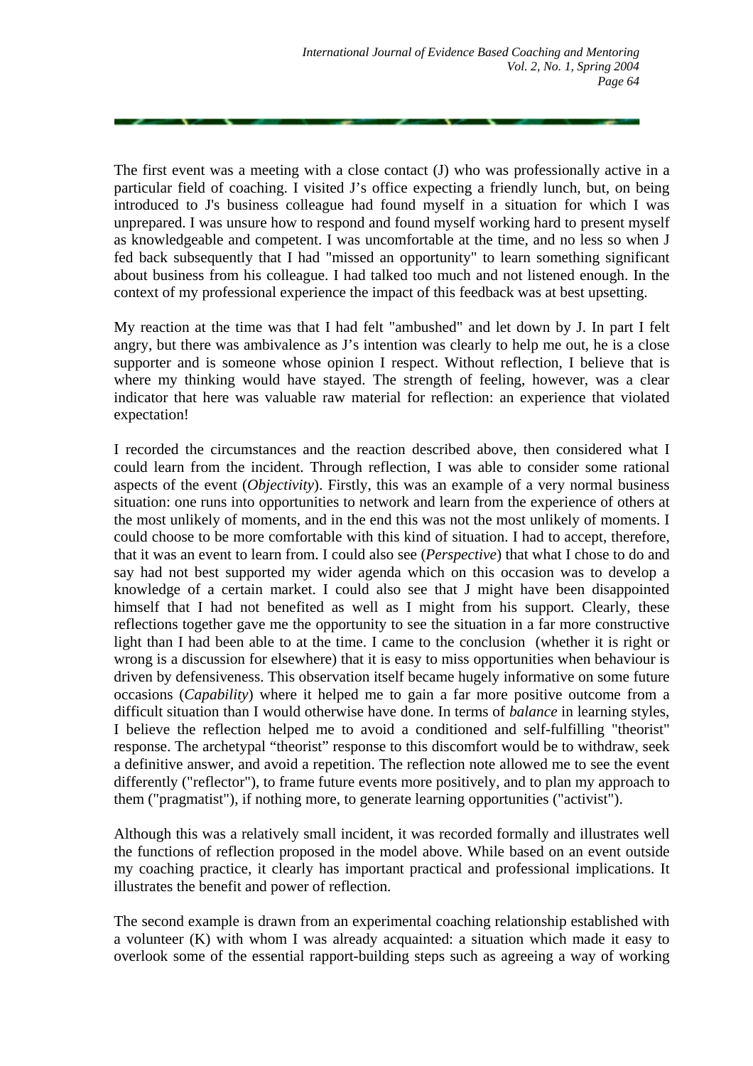The first event was a meeting with a close contact (J) who was professionally active in a particular field of coaching. I visited J’s office expecting a friendly lunch, but, on being introduced to J's business colleague had found myself in a situation for which I was unprepared. I was unsure how to respond and found myself working hard to present myself as knowledgeable and competent. I was uncomfortable at the time, and no less so when J fed back subsequently that I had "missed an opportunity" to learn something significant about business from his colleague. I had talked too much and not listened enough. In the context of my professional experience the impact of this feedback was at best upsetting.

My reaction at the time was that I had felt "ambushed" and let down by J. In part I felt angry, but there was ambivalence as J’s intention was clearly to help me out, he is a close supporter and is someone whose opinion I respect. Without reflection, I believe that is where my thinking would have stayed. The strength of feeling, however, was a clear indicator that here was valuable raw material for reflection: an experience that violated expectation!

I recorded the circumstances and the reaction described above, then considered what I could learn from the incident. Through reflection, I was able to consider some rational aspects of the event (*Objectivity*). Firstly, this was an example of a very normal business situation: one runs into opportunities to network and learn from the experience of others at the most unlikely of moments, and in the end this was not the most unlikely of moments. I could choose to be more comfortable with this kind of situation. I had to accept, therefore, that it was an event to learn from. I could also see (*Perspective*) that what I chose to do and say had not best supported my wider agenda which on this occasion was to develop a knowledge of a certain market. I could also see that J might have been disappointed himself that I had not benefited as well as I might from his support. Clearly, these reflections together gave me the opportunity to see the situation in a far more constructive light than I had been able to at the time. I came to the conclusion (whether it is right or wrong is a discussion for elsewhere) that it is easy to miss opportunities when behaviour is driven by defensiveness. This observation itself became hugely informative on some future occasions (*Capability*) where it helped me to gain a far more positive outcome from a difficult situation than I would otherwise have done. In terms of *balance* in learning styles, I believe the reflection helped me to avoid a conditioned and self-fulfilling "theorist" response. The archetypal “theorist” response to this discomfort would be to withdraw, seek a definitive answer, and avoid a repetition. The reflection note allowed me to see the event differently ("reflector"), to frame future events more positively, and to plan my approach to them ("pragmatist"), if nothing more, to generate learning opportunities ("activist").

Although this was a relatively small incident, it was recorded formally and illustrates well the functions of reflection proposed in the model above. While based on an event outside my coaching practice, it clearly has important practical and professional implications. It illustrates the benefit and power of reflection.

The second example is drawn from an experimental coaching relationship established with a volunteer (K) with whom I was already acquainted: a situation which made it easy to overlook some of the essential rapport-building steps such as agreeing a way of working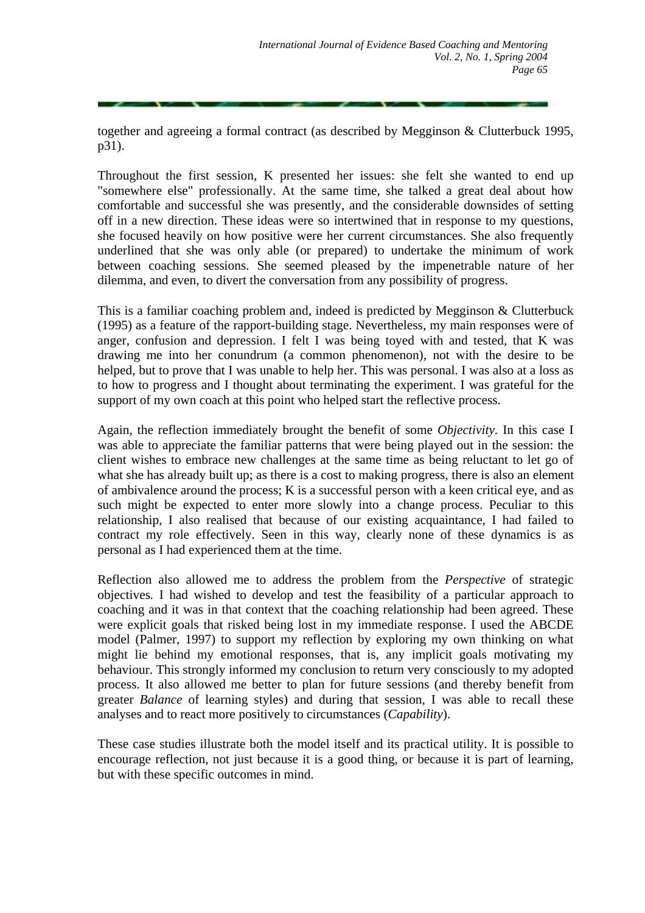together and agreeing a formal contract (as described by Megginson & Clutterbuck 1995, p31).

Throughout the first session, K presented her issues: she felt she wanted to end up "somewhere else" professionally. At the same time, she talked a great deal about how comfortable and successful she was presently, and the considerable downsides of setting off in a new direction. These ideas were so intertwined that in response to my questions, she focused heavily on how positive were her current circumstances. She also frequently underlined that she was only able (or prepared) to undertake the minimum of work between coaching sessions. She seemed pleased by the impenetrable nature of her dilemma, and even, to divert the conversation from any possibility of progress.

This is a familiar coaching problem and, indeed is predicted by Megginson & Clutterbuck (1995) as a feature of the rapport-building stage. Nevertheless, my main responses were of anger, confusion and depression. I felt I was being toyed with and tested, that K was drawing me into her conundrum (a common phenomenon), not with the desire to be helped, but to prove that I was unable to help her. This was personal. I was also at a loss as to how to progress and I thought about terminating the experiment. I was grateful for the support of my own coach at this point who helped start the reflective process.

Again, the reflection immediately brought the benefit of some *Objectivity*. In this case I was able to appreciate the familiar patterns that were being played out in the session: the client wishes to embrace new challenges at the same time as being reluctant to let go of what she has already built up; as there is a cost to making progress, there is also an element of ambivalence around the process; K is a successful person with a keen critical eye, and as such might be expected to enter more slowly into a change process. Peculiar to this relationship, I also realised that because of our existing acquaintance, I had failed to contract my role effectively. Seen in this way, clearly none of these dynamics is as personal as I had experienced them at the time.

Reflection also allowed me to address the problem from the *Perspective* of strategic objectives. I had wished to develop and test the feasibility of a particular approach to coaching and it was in that context that the coaching relationship had been agreed. These were explicit goals that risked being lost in my immediate response. I used the ABCDE model (Palmer, 1997) to support my reflection by exploring my own thinking on what might lie behind my emotional responses, that is, any implicit goals motivating my behaviour. This strongly informed my conclusion to return very consciously to my adopted process. It also allowed me better to plan for future sessions (and thereby benefit from greater *Balance* of learning styles) and during that session, I was able to recall these analyses and to react more positively to circumstances (*Capability*).

These case studies illustrate both the model itself and its practical utility. It is possible to encourage reflection, not just because it is a good thing, or because it is part of learning, but with these specific outcomes in mind.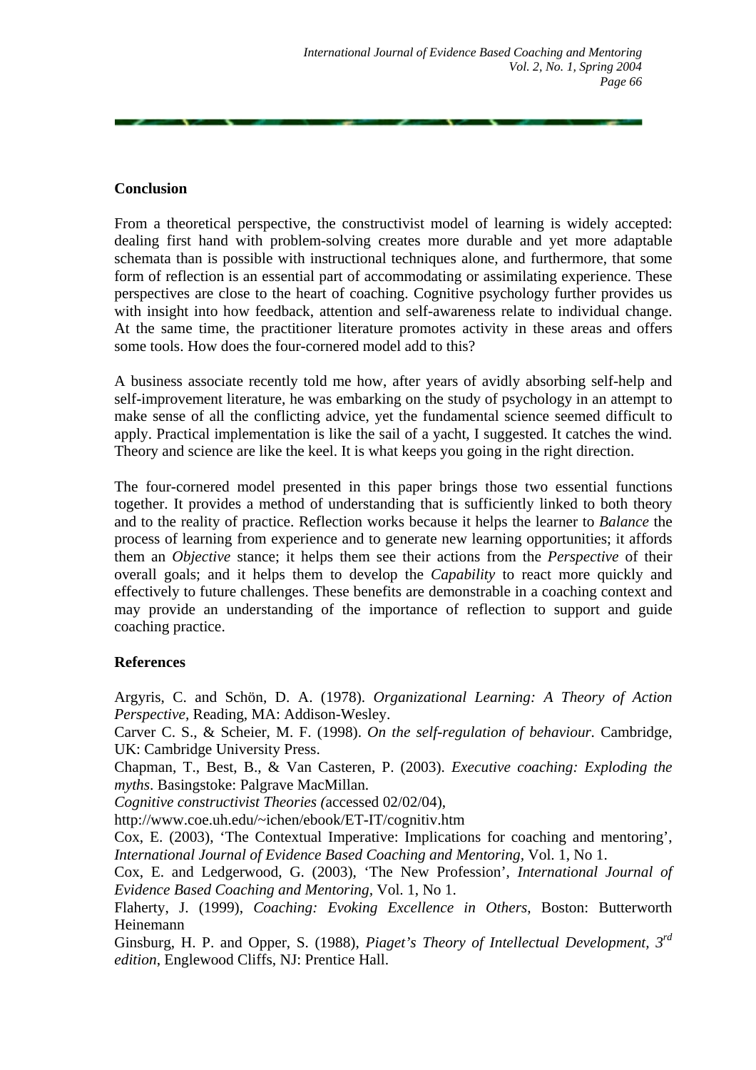## Conclusion

From a theoretical perspective, the constructivist model of learning is widely accepted: dealing first hand with problem-solving creates more durable and yet more adaptable schemata than is possible with instructional techniques alone, and furthermore, that some form of reflection is an essential part of accommodating or assimilating experience. These perspectives are close to the heart of coaching. Cognitive psychology further provides us with insight into how feedback, attention and self-awareness relate to individual change. At the same time, the practitioner literature promotes activity in these areas and offers some tools. How does the four-cornered model add to this?

A business associate recently told me how, after years of avidly absorbing self-help and self-improvement literature, he was embarking on the study of psychology in an attempt to make sense of all the conflicting advice, yet the fundamental science seemed difficult to apply. Practical implementation is like the sail of a yacht, I suggested. It catches the wind. Theory and science are like the keel. It is what keeps you going in the right direction.

The four-cornered model presented in this paper brings those two essential functions together. It provides a method of understanding that is sufficiently linked to both theory and to the reality of practice. Reflection works because it helps the learner to *Balance* the process of learning from experience and to generate new learning opportunities; it affords them an *Objective* stance; it helps them see their actions from the *Perspective* of their overall goals; and it helps them to develop the *Capability* to react more quickly and effectively to future challenges. These benefits are demonstrable in a coaching context and may provide an understanding of the importance of reflection to support and guide coaching practice.

## References

Argyris, C. and Schön, D. A. (1978). *Organizational Learning: A Theory of Action Perspective*, Reading, MA: Addison-Wesley.

Carver C. S., & Scheier, M. F. (1998). *On the self-regulation of behaviour.* Cambridge, UK: Cambridge University Press.

Chapman, T., Best, B., & Van Casteren, P. (2003). *Executive coaching: Exploding the myths*. Basingstoke: Palgrave MacMillan.

*Cognitive constructivist Theories (*accessed 02/02/04), http://www.coe.uh.edu/~ichen/ebook/ET-IT/cognitiv.htm

Cox, E. (2003), 'The Contextual Imperative: Implications for coaching and mentoring', *International Journal of Evidence Based Coaching and Mentoring*, Vol. 1, No 1.

Cox, E. and Ledgerwood, G. (2003), 'The New Profession', *International Journal of Evidence Based Coaching and Mentoring*, Vol. 1, No 1.

Flaherty, J. (1999), *Coaching: Evoking Excellence in Others*, Boston: Butterworth Heinemann

Ginsburg, H. P. and Opper, S. (1988), *Piaget's Theory of Intellectual Development, 3rd edition*, Englewood Cliffs, NJ: Prentice Hall.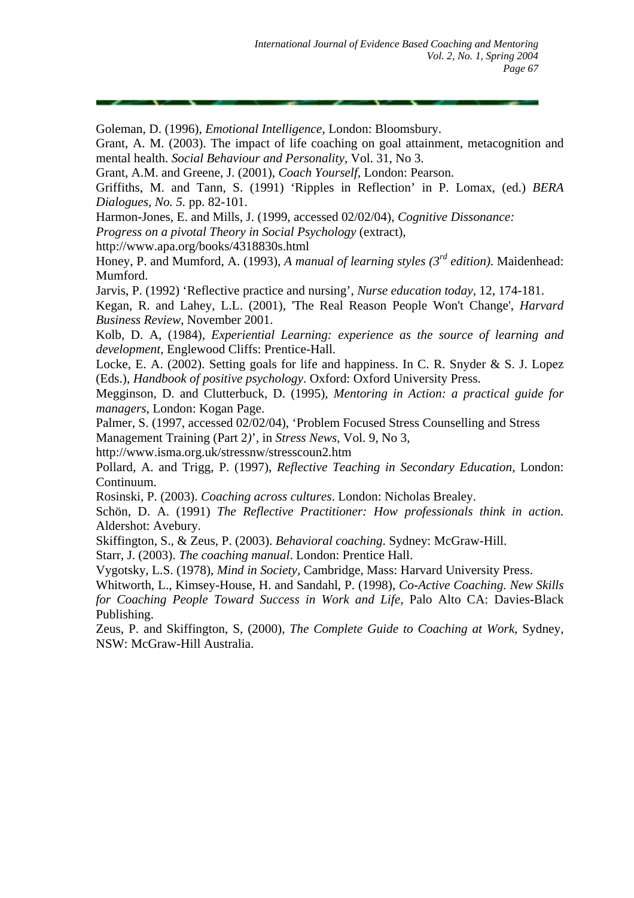Goleman, D. (1996), *Emotional Intelligence*, London: Bloomsbury.

Grant, A. M. (2003). The impact of life coaching on goal attainment, metacognition and mental health. *Social Behaviour and Personality*, Vol. 31, No 3.

Grant, A.M. and Greene, J. (2001), *Coach Yourself*, London: Pearson.

Griffiths, M. and Tann, S. (1991) 'Ripples in Reflection' in P. Lomax, (ed.) *BERA Dialogues, No. 5.* pp. 82-101.

Harmon-Jones, E. and Mills, J. (1999, accessed 02/02/04), *Cognitive Dissonance: Progress on a pivotal Theory in Social Psychology* (extract), http://www.apa.org/books/4318830s.html

Honey, P. and Mumford, A. (1993), *A manual of learning styles (3rd edition)*. Maidenhead: Mumford.

Jarvis, P. (1992) 'Reflective practice and nursing', *Nurse education today*, 12, 174-181.

Kegan, R. and Lahey, L.L. (2001), 'The Real Reason People Won't Change', *Harvard Business Review*, November 2001.

Kolb, D. A, (1984), *Experiential Learning: experience as the source of learning and development*, Englewood Cliffs: Prentice-Hall.

Locke, E. A. (2002). Setting goals for life and happiness. In C. R. Snyder & S. J. Lopez (Eds.), *Handbook of positive psychology*. Oxford: Oxford University Press.

Megginson, D. and Clutterbuck, D. (1995), *Mentoring in Action: a practical guide for managers*, London: Kogan Page.

Palmer, S. (1997, accessed 02/02/04), 'Problem Focused Stress Counselling and Stress Management Training (Part 2)', in *Stress News*, Vol. 9, No 3, http://www.isma.org.uk/stressnw/stresscoun2.htm

Pollard, A. and Trigg, P. (1997), *Reflective Teaching in Secondary Education*, London: Continuum.

Rosinski, P. (2003). *Coaching across cultures*. London: Nicholas Brealey.

Schön, D. A. (1991) *The Reflective Practitioner: How professionals think in action.* Aldershot: Avebury.

Skiffington, S., & Zeus, P. (2003). *Behavioral coaching*. Sydney: McGraw-Hill.

Starr, J. (2003). *The coaching manual*. London: Prentice Hall.

Vygotsky, L.S. (1978), *Mind in Society*, Cambridge, Mass: Harvard University Press.

Whitworth, L., Kimsey-House, H. and Sandahl, P. (1998), *Co-Active Coaching. New Skills for Coaching People Toward Success in Work and Life*, Palo Alto CA: Davies-Black Publishing.

Zeus, P. and Skiffington, S, (2000), *The Complete Guide to Coaching at Work*, Sydney, NSW: McGraw-Hill Australia.